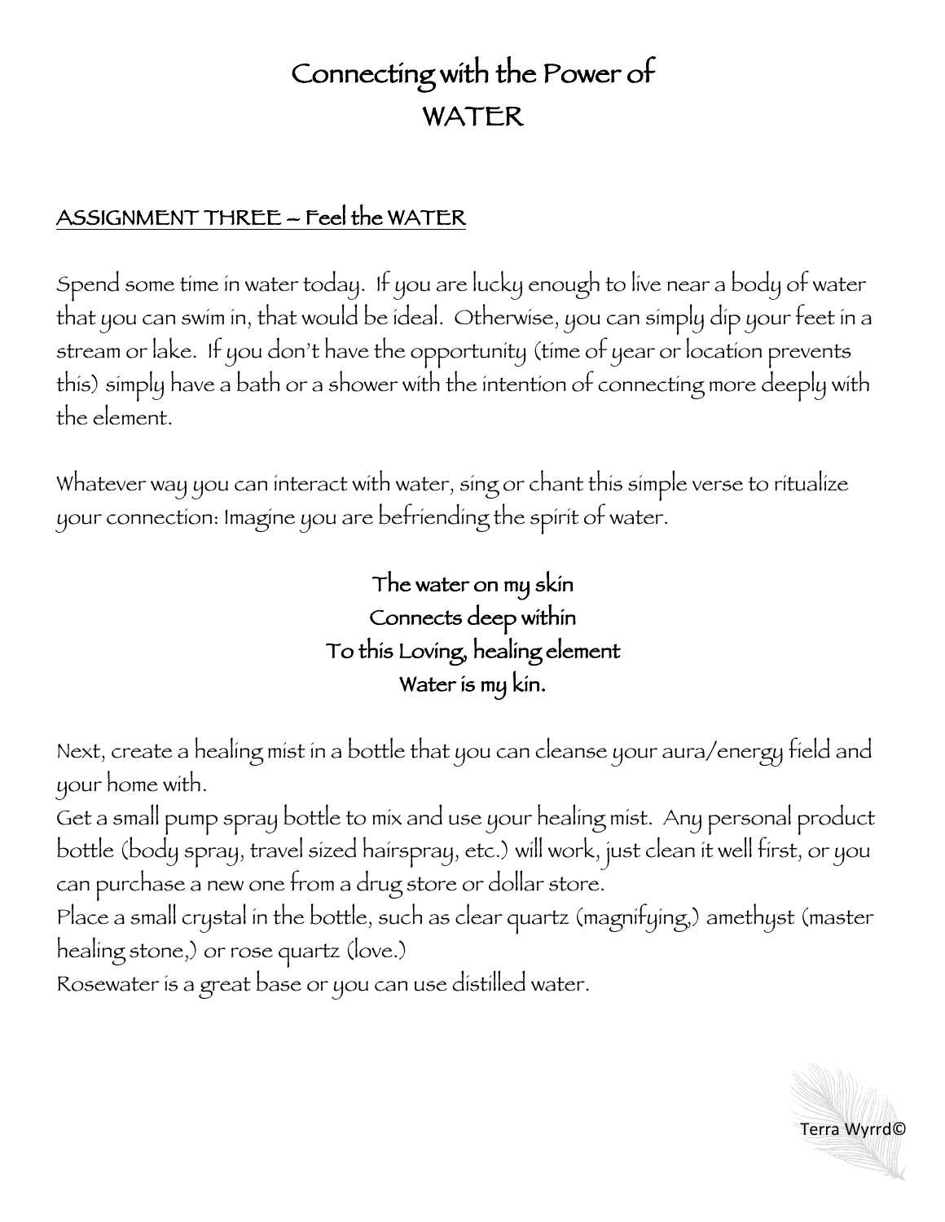# Connecting with the Power of WATER

## ASSIGNMENT THREE – Feel the WATER

Spend some time in water today. If you are lucky enough to live near a body of water that you can swim in, that would be ideal. Otherwise, you can simply dip your feet in a stream or lake. If you don't have the opportunity (time of year or location prevents this) simply have a bath or a shower with the intention of connecting more deeply with the element.

Whatever way you can interact with water, sing or chant this simple verse to ritualize your connection: Imagine you are befriending the spirit of water.

**The water on my skin**
**Connects deep within**
**To this Loving, healing element**
**Water is my kin.**

Next, create a healing mist in a bottle that you can cleanse your aura/energy field and your home with.

Get a small pump spray bottle to mix and use your healing mist. Any personal product bottle (body spray, travel sized hairspray, etc.) will work, just clean it well first, or you can purchase a new one from a drug store or dollar store.

Place a small crystal in the bottle, such as clear quartz (magnifying,) amethyst (master healing stone,) or rose quartz (love.)

Rosewater is a great base or you can use distilled water.

Terra Wyrrd©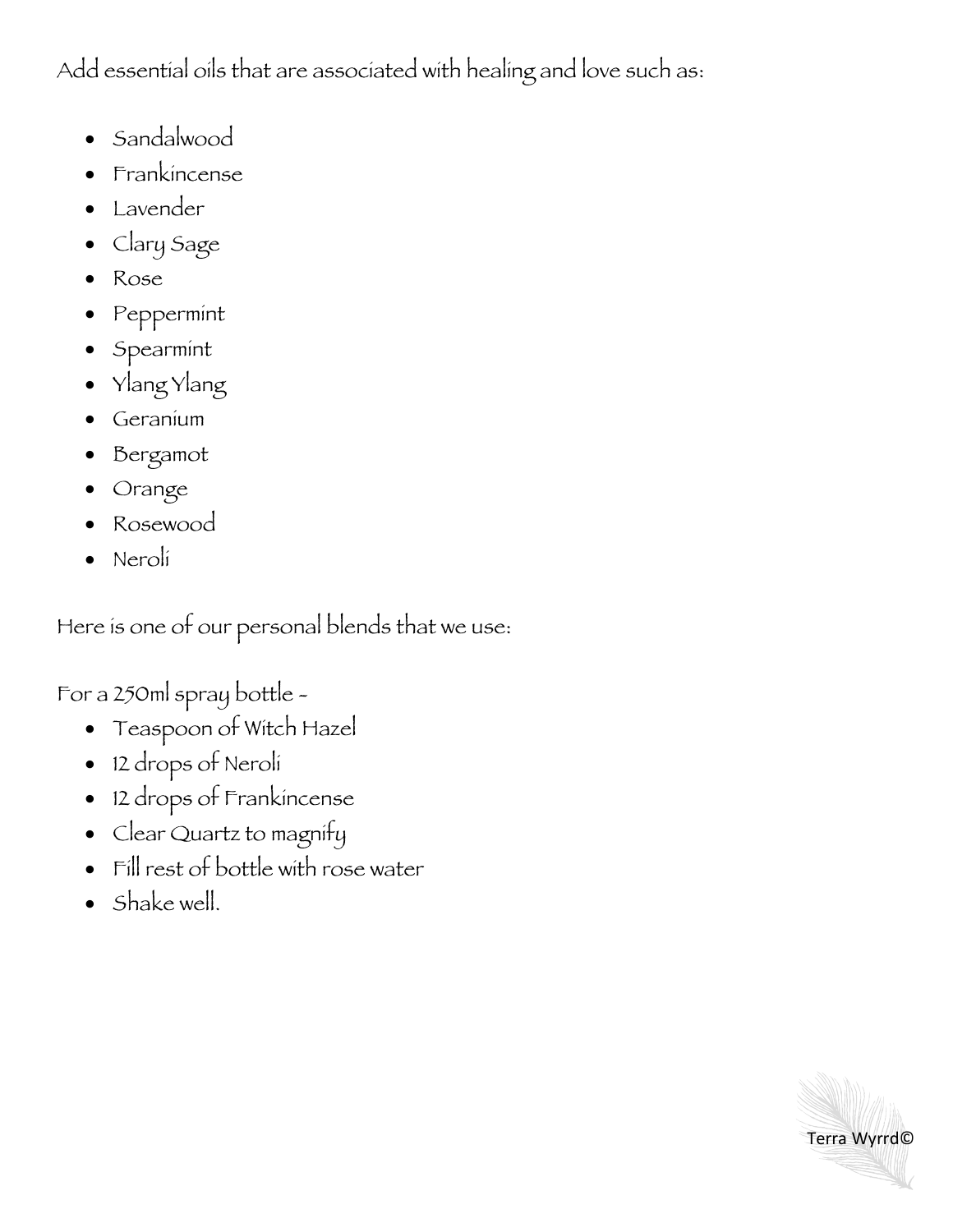Add essential oils that are associated with healing and love such as:

- Sandalwood
- Frankincense
- Lavender
- Clary Sage
- Rose
- Peppermint
- Spearmint
- Ylang Ylang
- Geranium
- Bergamot
- Orange
- Rosewood
- Neroli

Here is one of our personal blends that we use:

For a 250ml spray bottle -

- Teaspoon of Witch Hazel
- 12 drops of Neroli
- 12 drops of Frankincense
- Clear Quartz to magnify
- Fill rest of bottle with rose water
- Shake well.

Terra Wyrrd©